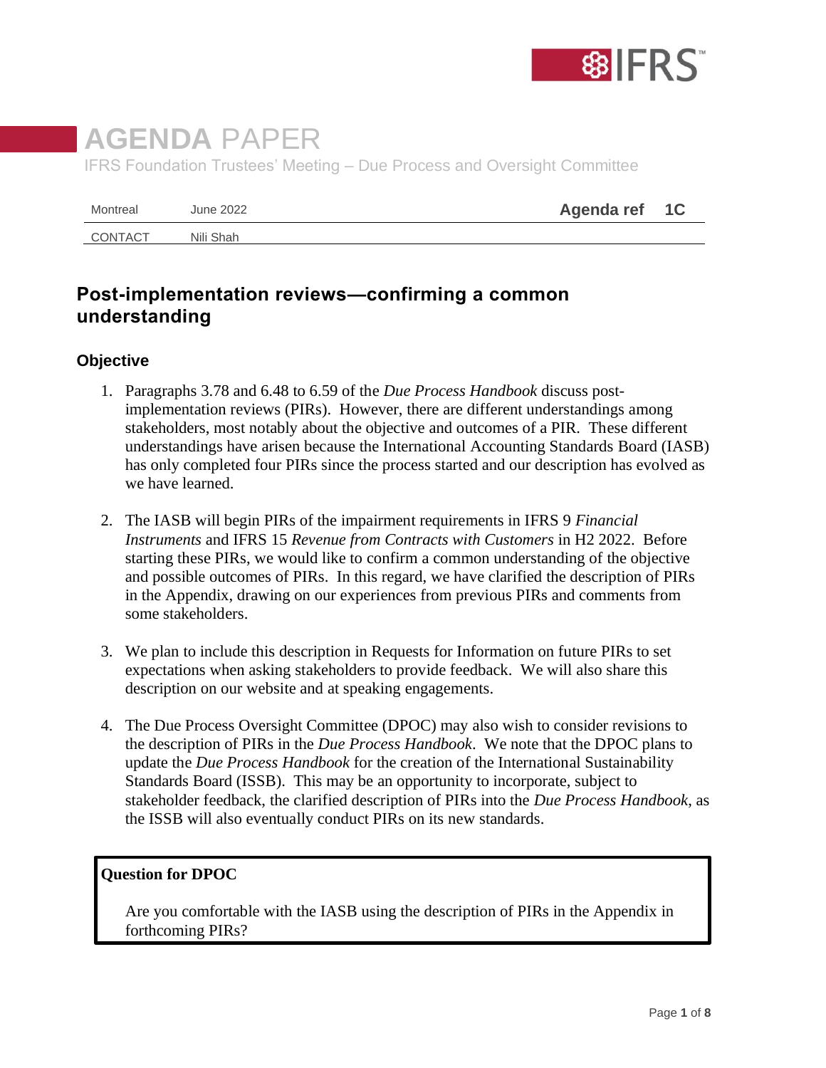# AGENDA PAPER

IFRS Foundation Trustees' Meeting – Due Process and Oversight Committee

| Montreal | June 2022 | Agenda ref 1C |
|---|---|---|
| CONTACT | Nili Shah | |

## Post-implementation reviews—confirming a common understanding

### Objective

1. Paragraphs 3.78 and 6.48 to 6.59 of the *Due Process Handbook* discuss post-implementation reviews (PIRs). However, there are different understandings among stakeholders, most notably about the objective and outcomes of a PIR. These different understandings have arisen because the International Accounting Standards Board (IASB) has only completed four PIRs since the process started and our description has evolved as we have learned.

2. The IASB will begin PIRs of the impairment requirements in IFRS 9 *Financial Instruments* and IFRS 15 *Revenue from Contracts with Customers* in H2 2022. Before starting these PIRs, we would like to confirm a common understanding of the objective and possible outcomes of PIRs. In this regard, we have clarified the description of PIRs in the Appendix, drawing on our experiences from previous PIRs and comments from some stakeholders.

3. We plan to include this description in Requests for Information on future PIRs to set expectations when asking stakeholders to provide feedback. We will also share this description on our website and at speaking engagements.

4. The Due Process Oversight Committee (DPOC) may also wish to consider revisions to the description of PIRs in the *Due Process Handbook*. We note that the DPOC plans to update the *Due Process Handbook* for the creation of the International Sustainability Standards Board (ISSB). This may be an opportunity to incorporate, subject to stakeholder feedback, the clarified description of PIRs into the *Due Process Handbook*, as the ISSB will also eventually conduct PIRs on its new standards.

**Question for DPOC**

Are you comfortable with the IASB using the description of PIRs in the Appendix in forthcoming PIRs?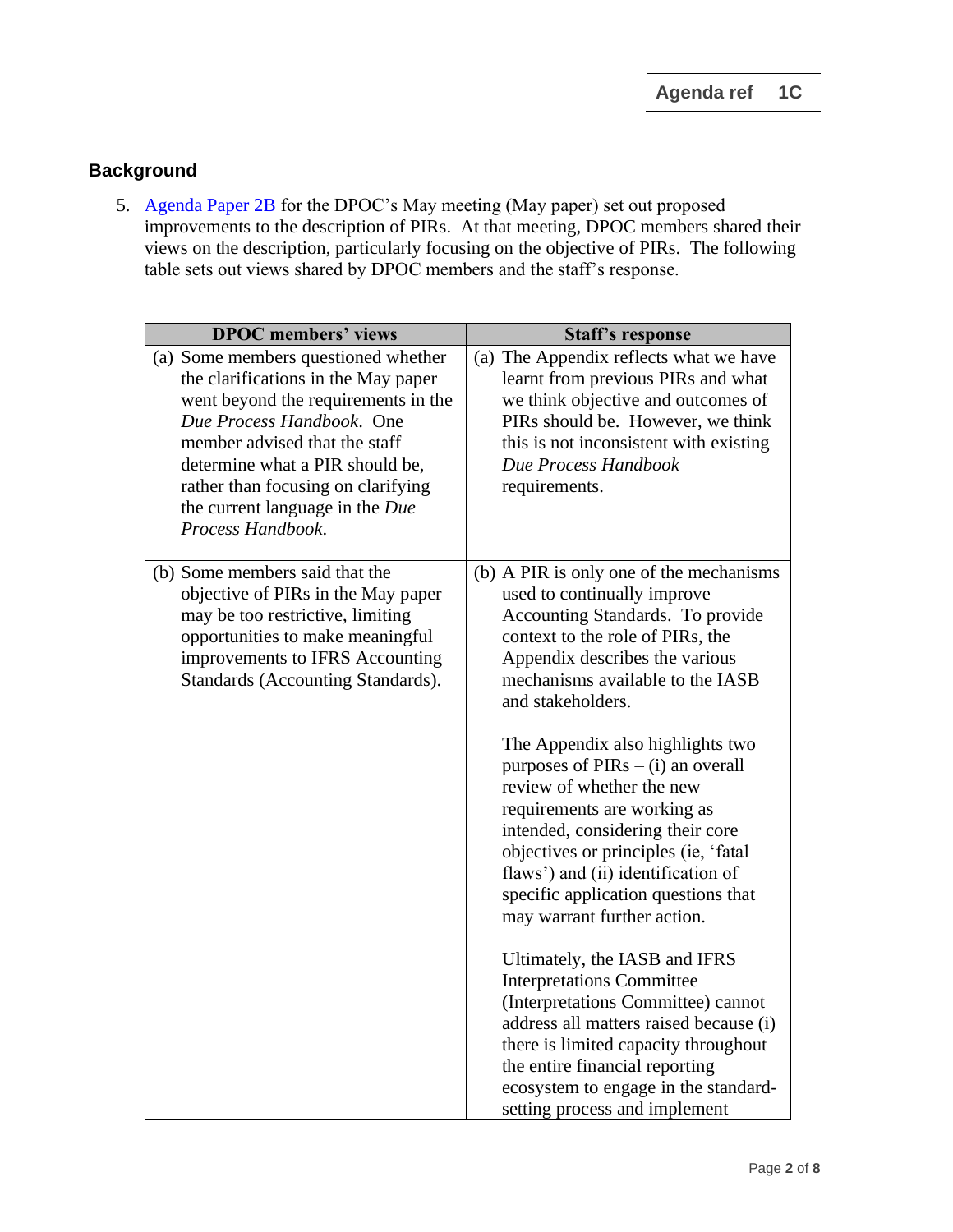## Background

5. [Agenda Paper 2B](#) for the DPOC's May meeting (May paper) set out proposed improvements to the description of PIRs. At that meeting, DPOC members shared their views on the description, particularly focusing on the objective of PIRs. The following table sets out views shared by DPOC members and the staff's response.

| DPOC members' views | Staff's response |
|---|---|
| (a) Some members questioned whether the clarifications in the May paper went beyond the requirements in the *Due Process Handbook*. One member advised that the staff determine what a PIR should be, rather than focusing on clarifying the current language in the *Due Process Handbook*. | (a) The Appendix reflects what we have learnt from previous PIRs and what we think objective and outcomes of PIRs should be. However, we think this is not inconsistent with existing *Due Process Handbook* requirements. |
| (b) Some members said that the objective of PIRs in the May paper may be too restrictive, limiting opportunities to make meaningful improvements to IFRS Accounting Standards (Accounting Standards). | (b) A PIR is only one of the mechanisms used to continually improve Accounting Standards. To provide context to the role of PIRs, the Appendix describes the various mechanisms available to the IASB and stakeholders.<br><br>The Appendix also highlights two purposes of PIRs – (i) an overall review of whether the new requirements are working as intended, considering their core objectives or principles (ie, 'fatal flaws') and (ii) identification of specific application questions that may warrant further action.<br><br>Ultimately, the IASB and IFRS Interpretations Committee (Interpretations Committee) cannot address all matters raised because (i) there is limited capacity throughout the entire financial reporting ecosystem to engage in the standard-setting process and implement |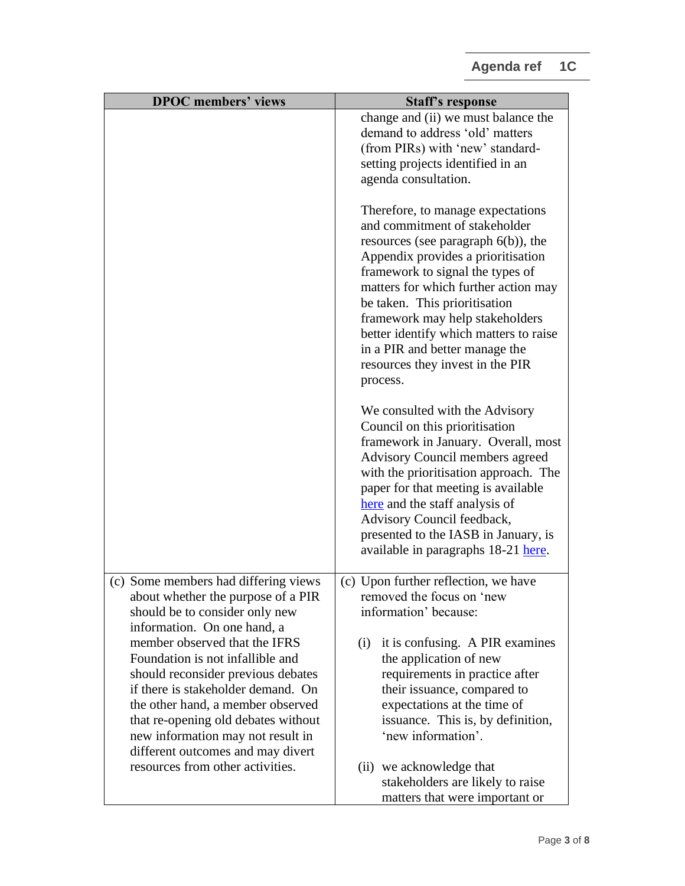| DPOC members' views | Staff's response |
|---|---|
| | change and (ii) we must balance the demand to address 'old' matters (from PIRs) with 'new' standard-setting projects identified in an agenda consultation.<br><br>Therefore, to manage expectations and commitment of stakeholder resources (see paragraph 6(b)), the Appendix provides a prioritisation framework to signal the types of matters for which further action may be taken. This prioritisation framework may help stakeholders better identify which matters to raise in a PIR and better manage the resources they invest in the PIR process.<br><br>We consulted with the Advisory Council on this prioritisation framework in January. Overall, most Advisory Council members agreed with the prioritisation approach. The paper for that meeting is available [here]() and the staff analysis of Advisory Council feedback, presented to the IASB in January, is available in paragraphs 18-21 [here](). |
| (c) Some members had differing views about whether the purpose of a PIR should be to consider only new information. On one hand, a member observed that the IFRS Foundation is not infallible and should reconsider previous debates if there is stakeholder demand. On the other hand, a member observed that re-opening old debates without new information may not result in different outcomes and may divert resources from other activities. | (c) Upon further reflection, we have removed the focus on 'new information' because:<br><br>(i) it is confusing. A PIR examines the application of new requirements in practice after their issuance, compared to expectations at the time of issuance. This is, by definition, 'new information'.<br><br>(ii) we acknowledge that stakeholders are likely to raise matters that were important or |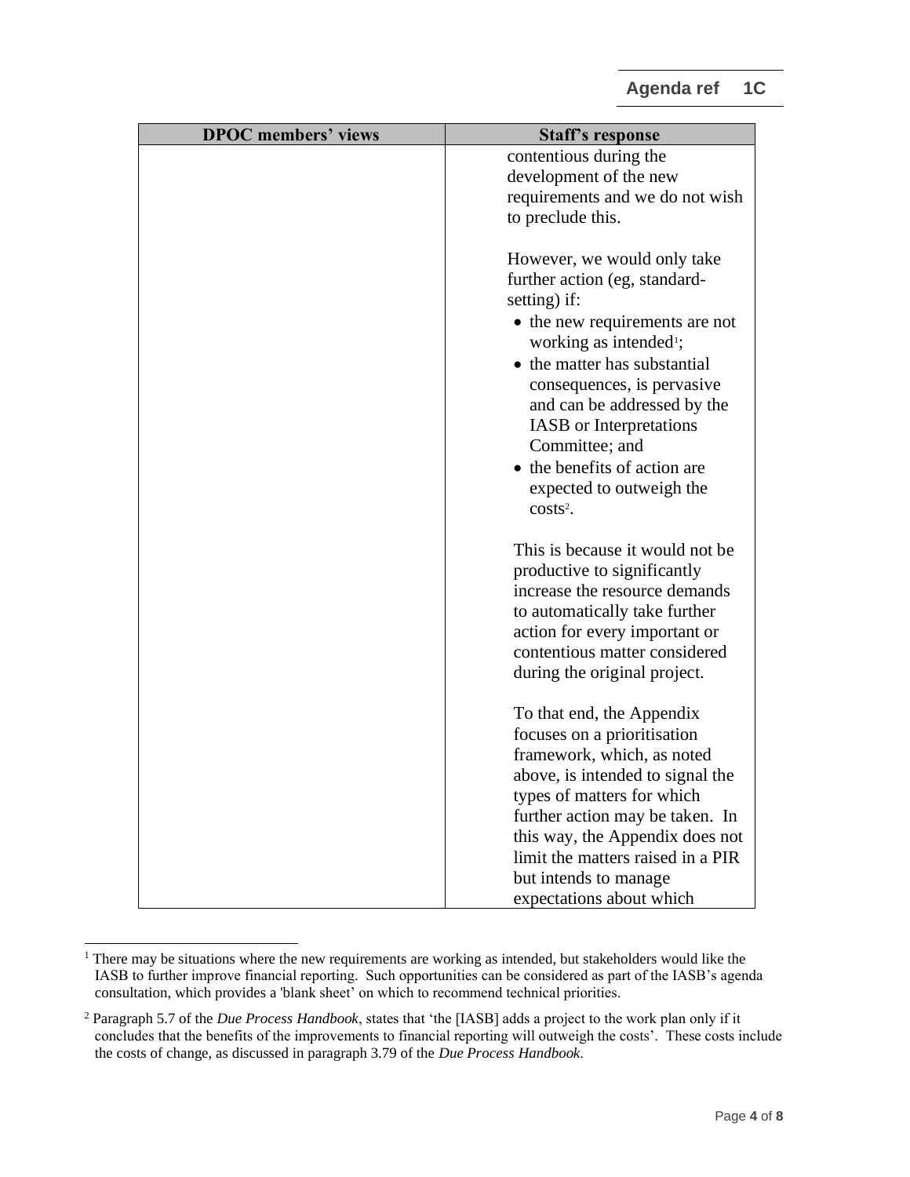| DPOC members' views | Staff's response |
| --- | --- |
| | contentious during the development of the new requirements and we do not wish to preclude this.<br><br>However, we would only take further action (eg, standard-setting) if:<br>• the new requirements are not working as intended[1];<br>• the matter has substantial consequences, is pervasive and can be addressed by the IASB or Interpretations Committee; and<br>• the benefits of action are expected to outweigh the costs[2].<br><br>This is because it would not be productive to significantly increase the resource demands to automatically take further action for every important or contentious matter considered during the original project.<br><br>To that end, the Appendix focuses on a prioritisation framework, which, as noted above, is intended to signal the types of matters for which further action may be taken. In this way, the Appendix does not limit the matters raised in a PIR but intends to manage expectations about which |

[1] There may be situations where the new requirements are working as intended, but stakeholders would like the IASB to further improve financial reporting. Such opportunities can be considered as part of the IASB's agenda consultation, which provides a 'blank sheet' on which to recommend technical priorities.

[2] Paragraph 5.7 of the *Due Process Handbook*, states that 'the [IASB] adds a project to the work plan only if it concludes that the benefits of the improvements to financial reporting will outweigh the costs'. These costs include the costs of change, as discussed in paragraph 3.79 of the *Due Process Handbook*.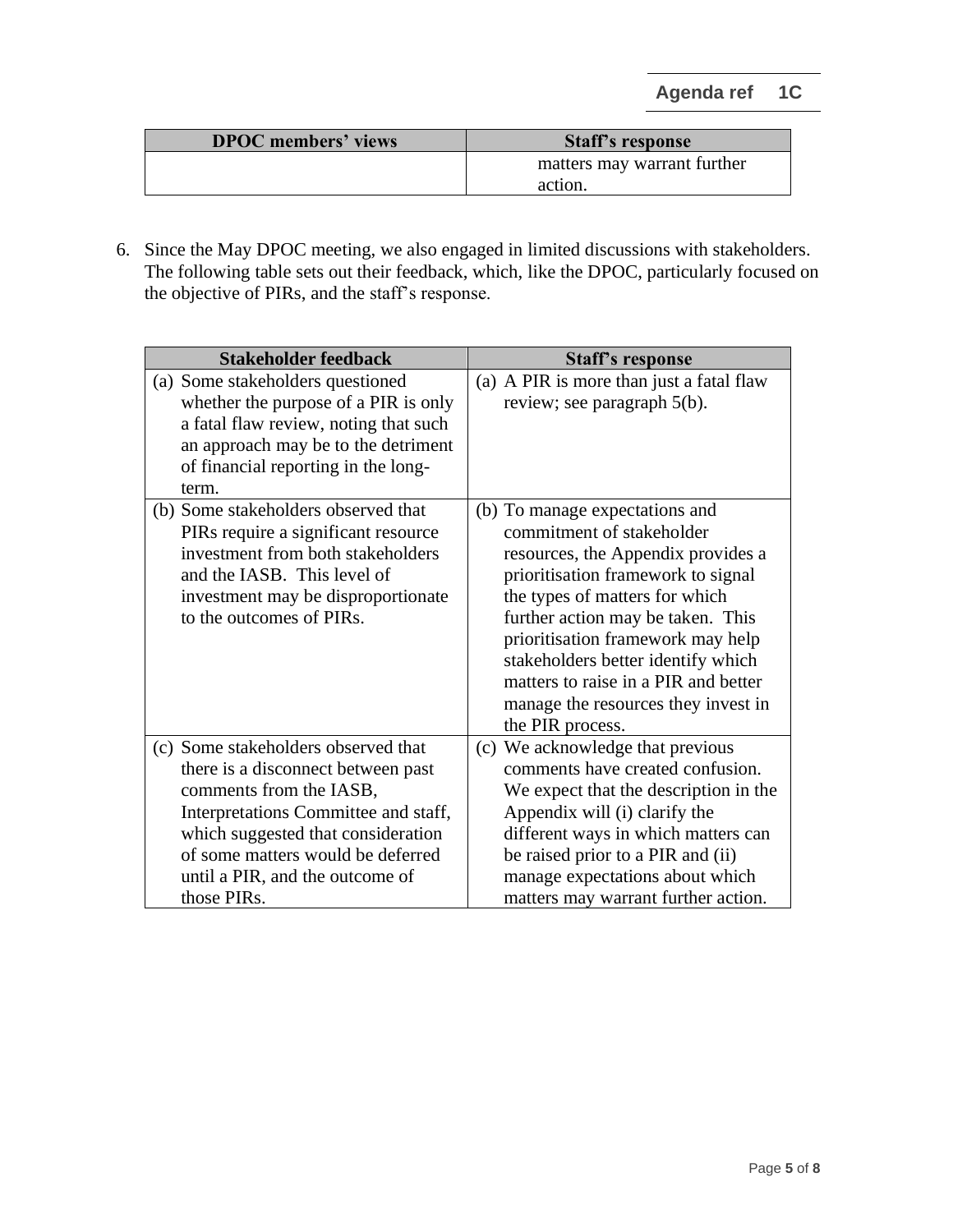| DPOC members' views | Staff's response |
|---|---|
| | matters may warrant further action. |

6. Since the May DPOC meeting, we also engaged in limited discussions with stakeholders. The following table sets out their feedback, which, like the DPOC, particularly focused on the objective of PIRs, and the staff's response.

| Stakeholder feedback | Staff's response |
|---|---|
| (a) Some stakeholders questioned whether the purpose of a PIR is only a fatal flaw review, noting that such an approach may be to the detriment of financial reporting in the long-term. | (a) A PIR is more than just a fatal flaw review; see paragraph 5(b). |
| (b) Some stakeholders observed that PIRs require a significant resource investment from both stakeholders and the IASB. This level of investment may be disproportionate to the outcomes of PIRs. | (b) To manage expectations and commitment of stakeholder resources, the Appendix provides a prioritisation framework to signal the types of matters for which further action may be taken. This prioritisation framework may help stakeholders better identify which matters to raise in a PIR and better manage the resources they invest in the PIR process. |
| (c) Some stakeholders observed that there is a disconnect between past comments from the IASB, Interpretations Committee and staff, which suggested that consideration of some matters would be deferred until a PIR, and the outcome of those PIRs. | (c) We acknowledge that previous comments have created confusion. We expect that the description in the Appendix will (i) clarify the different ways in which matters can be raised prior to a PIR and (ii) manage expectations about which matters may warrant further action. |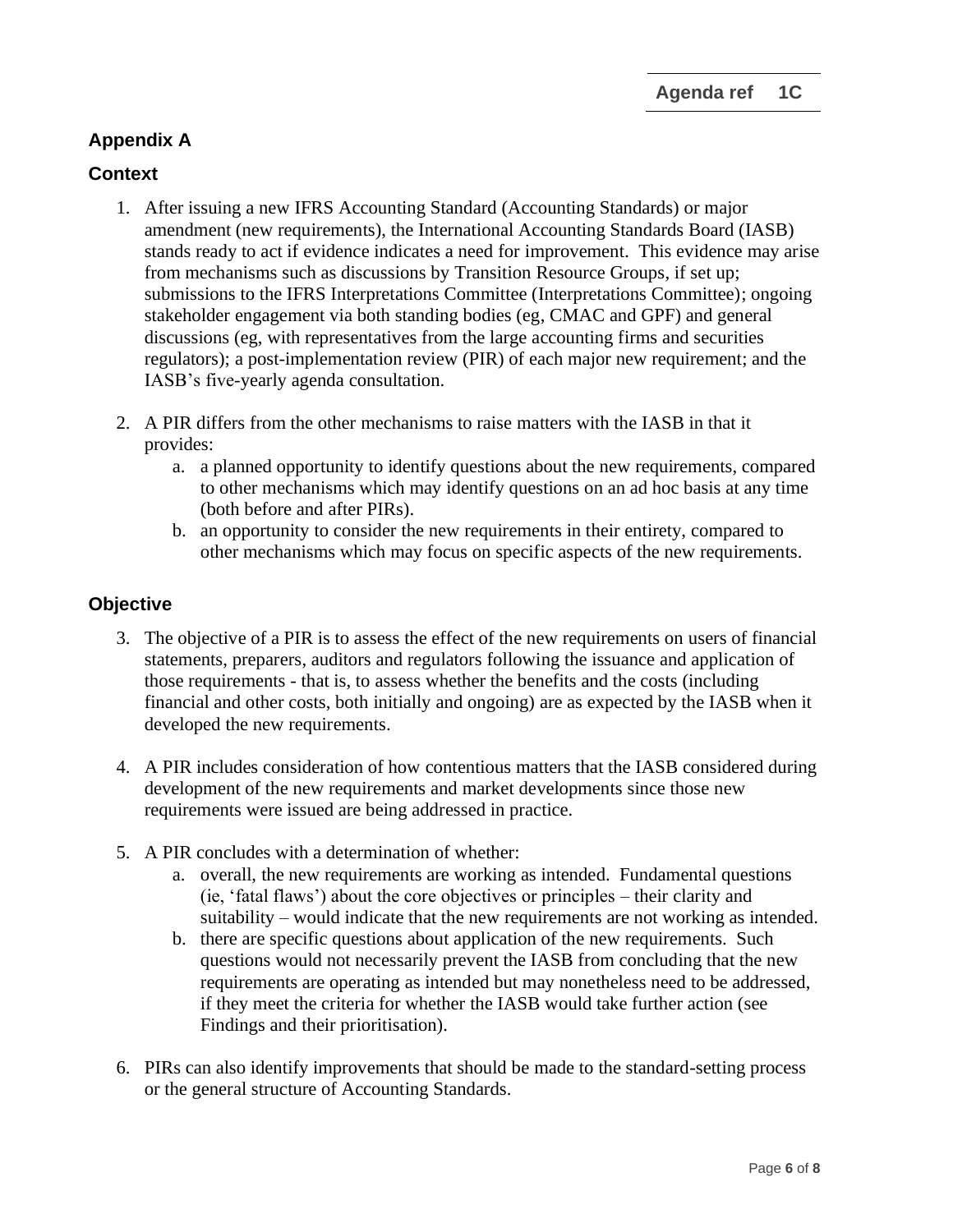## Appendix A

### Context

1. After issuing a new IFRS Accounting Standard (Accounting Standards) or major amendment (new requirements), the International Accounting Standards Board (IASB) stands ready to act if evidence indicates a need for improvement. This evidence may arise from mechanisms such as discussions by Transition Resource Groups, if set up; submissions to the IFRS Interpretations Committee (Interpretations Committee); ongoing stakeholder engagement via both standing bodies (eg, CMAC and GPF) and general discussions (eg, with representatives from the large accounting firms and securities regulators); a post-implementation review (PIR) of each major new requirement; and the IASB's five-yearly agenda consultation.

2. A PIR differs from the other mechanisms to raise matters with the IASB in that it provides:
   a. a planned opportunity to identify questions about the new requirements, compared to other mechanisms which may identify questions on an ad hoc basis at any time (both before and after PIRs).
   b. an opportunity to consider the new requirements in their entirety, compared to other mechanisms which may focus on specific aspects of the new requirements.

### Objective

3. The objective of a PIR is to assess the effect of the new requirements on users of financial statements, preparers, auditors and regulators following the issuance and application of those requirements - that is, to assess whether the benefits and the costs (including financial and other costs, both initially and ongoing) are as expected by the IASB when it developed the new requirements.

4. A PIR includes consideration of how contentious matters that the IASB considered during development of the new requirements and market developments since those new requirements were issued are being addressed in practice.

5. A PIR concludes with a determination of whether:
   a. overall, the new requirements are working as intended. Fundamental questions (ie, 'fatal flaws') about the core objectives or principles – their clarity and suitability – would indicate that the new requirements are not working as intended.
   b. there are specific questions about application of the new requirements. Such questions would not necessarily prevent the IASB from concluding that the new requirements are operating as intended but may nonetheless need to be addressed, if they meet the criteria for whether the IASB would take further action (see Findings and their prioritisation).

6. PIRs can also identify improvements that should be made to the standard-setting process or the general structure of Accounting Standards.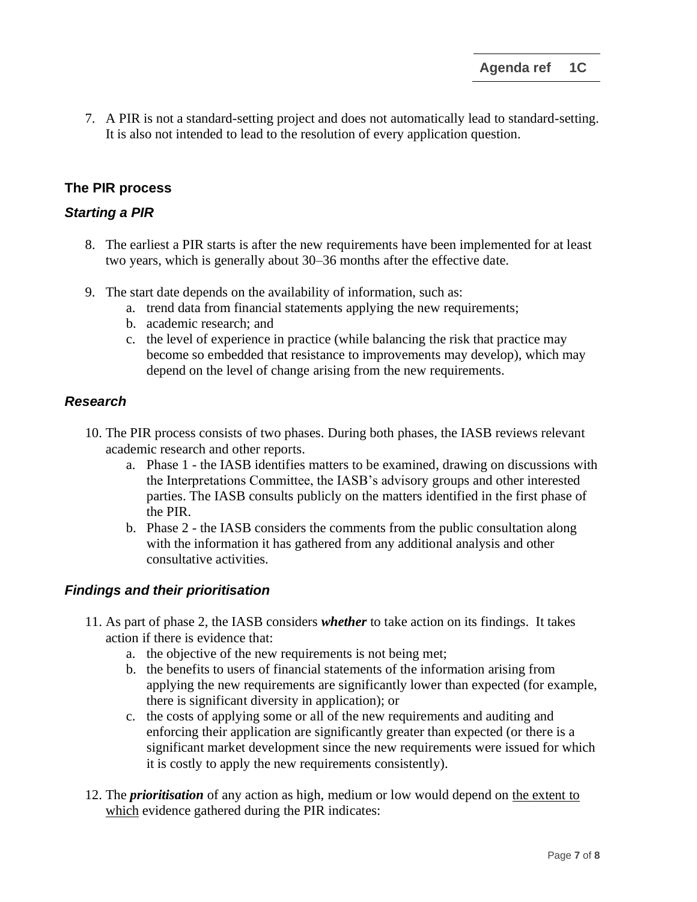7. A PIR is not a standard-setting project and does not automatically lead to standard-setting. It is also not intended to lead to the resolution of every application question.

## The PIR process

### *Starting a PIR*

8. The earliest a PIR starts is after the new requirements have been implemented for at least two years, which is generally about 30–36 months after the effective date.

9. The start date depends on the availability of information, such as:
    a. trend data from financial statements applying the new requirements;
    b. academic research; and
    c. the level of experience in practice (while balancing the risk that practice may become so embedded that resistance to improvements may develop), which may depend on the level of change arising from the new requirements.

### *Research*

10. The PIR process consists of two phases. During both phases, the IASB reviews relevant academic research and other reports.
    a. Phase 1 - the IASB identifies matters to be examined, drawing on discussions with the Interpretations Committee, the IASB's advisory groups and other interested parties. The IASB consults publicly on the matters identified in the first phase of the PIR.
    b. Phase 2 - the IASB considers the comments from the public consultation along with the information it has gathered from any additional analysis and other consultative activities.

### *Findings and their prioritisation*

11. As part of phase 2, the IASB considers ***whether*** to take action on its findings. It takes action if there is evidence that:
    a. the objective of the new requirements is not being met;
    b. the benefits to users of financial statements of the information arising from applying the new requirements are significantly lower than expected (for example, there is significant diversity in application); or
    c. the costs of applying some or all of the new requirements and auditing and enforcing their application are significantly greater than expected (or there is a significant market development since the new requirements were issued for which it is costly to apply the new requirements consistently).

12. The ***prioritisation*** of any action as high, medium or low would depend on <u>the extent to which</u> evidence gathered during the PIR indicates: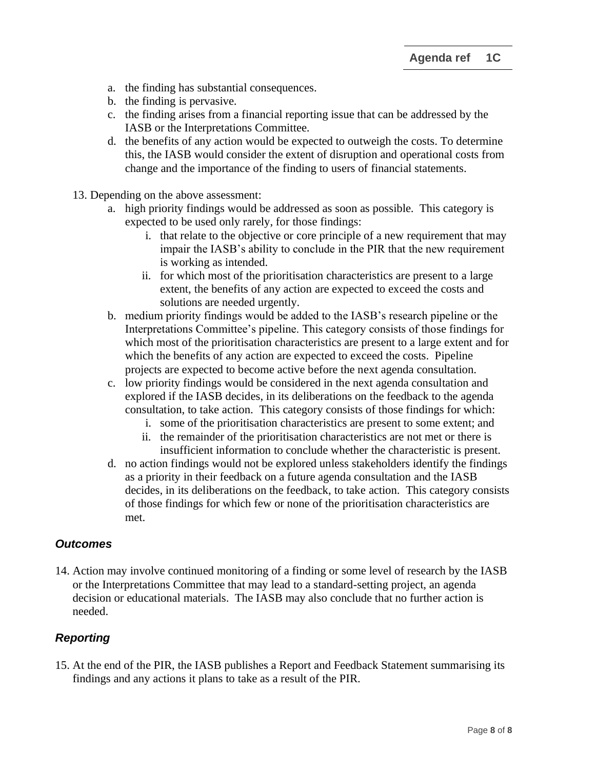a. the finding has substantial consequences.
b. the finding is pervasive.
c. the finding arises from a financial reporting issue that can be addressed by the IASB or the Interpretations Committee.
d. the benefits of any action would be expected to outweigh the costs. To determine this, the IASB would consider the extent of disruption and operational costs from change and the importance of the finding to users of financial statements.

13. Depending on the above assessment:
    a. high priority findings would be addressed as soon as possible. This category is expected to be used only rarely, for those findings:
        i. that relate to the objective or core principle of a new requirement that may impair the IASB's ability to conclude in the PIR that the new requirement is working as intended.
        ii. for which most of the prioritisation characteristics are present to a large extent, the benefits of any action are expected to exceed the costs and solutions are needed urgently.
    b. medium priority findings would be added to the IASB's research pipeline or the Interpretations Committee's pipeline. This category consists of those findings for which most of the prioritisation characteristics are present to a large extent and for which the benefits of any action are expected to exceed the costs. Pipeline projects are expected to become active before the next agenda consultation.
    c. low priority findings would be considered in the next agenda consultation and explored if the IASB decides, in its deliberations on the feedback to the agenda consultation, to take action. This category consists of those findings for which:
        i. some of the prioritisation characteristics are present to some extent; and
        ii. the remainder of the prioritisation characteristics are not met or there is insufficient information to conclude whether the characteristic is present.
    d. no action findings would not be explored unless stakeholders identify the findings as a priority in their feedback on a future agenda consultation and the IASB decides, in its deliberations on the feedback, to take action. This category consists of those findings for which few or none of the prioritisation characteristics are met.

### *Outcomes*

14. Action may involve continued monitoring of a finding or some level of research by the IASB or the Interpretations Committee that may lead to a standard-setting project, an agenda decision or educational materials. The IASB may also conclude that no further action is needed.

### *Reporting*

15. At the end of the PIR, the IASB publishes a Report and Feedback Statement summarising its findings and any actions it plans to take as a result of the PIR.